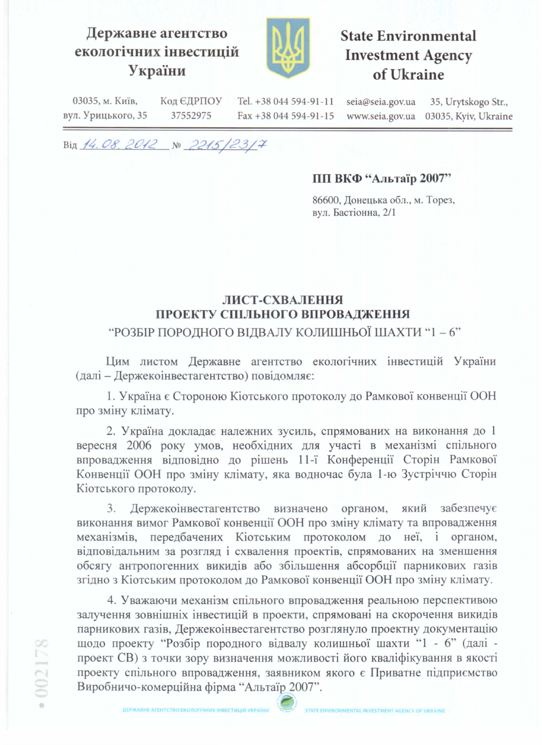**Державне агентство екологічних інвестицій України**

**State Environmental Investment Agency of Ukraine**

03035, м. Київ, вул. Урицького, 35 | Код ЄДРПОУ 37552975 | Tel. +38 044 594-91-11 Fax +38 044 594-91-15 | seia@seia.gov.ua www.seia.gov.ua | 35, Urytskogo Str., 03035, Kyiv, Ukraine

Від 14.08.2012 № 2215/23/7

**ПП ВКФ "Альтаїр 2007"**

86600, Донецька обл., м. Торез,
вул. Бастіонна, 2/1

## ЛИСТ-СХВАЛЕННЯ ПРОЕКТУ СПІЛЬНОГО ВПРОВАДЖЕННЯ

### "РОЗБІР ПОРОДНОГО ВІДВАЛУ КОЛИШНЬОЇ ШАХТИ "1 – 6"

Цим листом Державне агентство екологічних інвестицій України (далі – Держекоінвестагентство) повідомляє:

1. Україна є Стороною Кіотського протоколу до Рамкової конвенції ООН про зміну клімату.

2. Україна докладає належних зусиль, спрямованих на виконання до 1 вересня 2006 року умов, необхідних для участі в механізмі спільного впровадження відповідно до рішень 11-ї Конференції Сторін Рамкової Конвенції ООН про зміну клімату, яка водночас була 1-ю Зустріччю Сторін Кіотського протоколу.

3. Держекоінвестагентство визначено органом, який забезпечує виконання вимог Рамкової конвенції ООН про зміну клімату та впровадження механізмів, передбачених Кіотським протоколом до неї, і органом, відповідальним за розгляд і схвалення проектів, спрямованих на зменшення обсягу антропогенних викидів або збільшення абсорбції парникових газів згідно з Кіотським протоколом до Рамкової конвенції ООН про зміну клімату.

4. Уважаючи механізм спільного впровадження реальною перспективою залучення зовнішніх інвестицій в проекти, спрямовані на скорочення викидів парникових газів, Держекоінвестагентство розглянуло проектну документацію щодо проекту "Розбір породного відвалу колишньої шахти "1 - 6" (далі - проект СВ) з точки зору визначення можливості його кваліфікування в якості проекту спільного впровадження, заявником якого є Приватне підприємство Виробничо-комерційна фірма "Альтаїр 2007".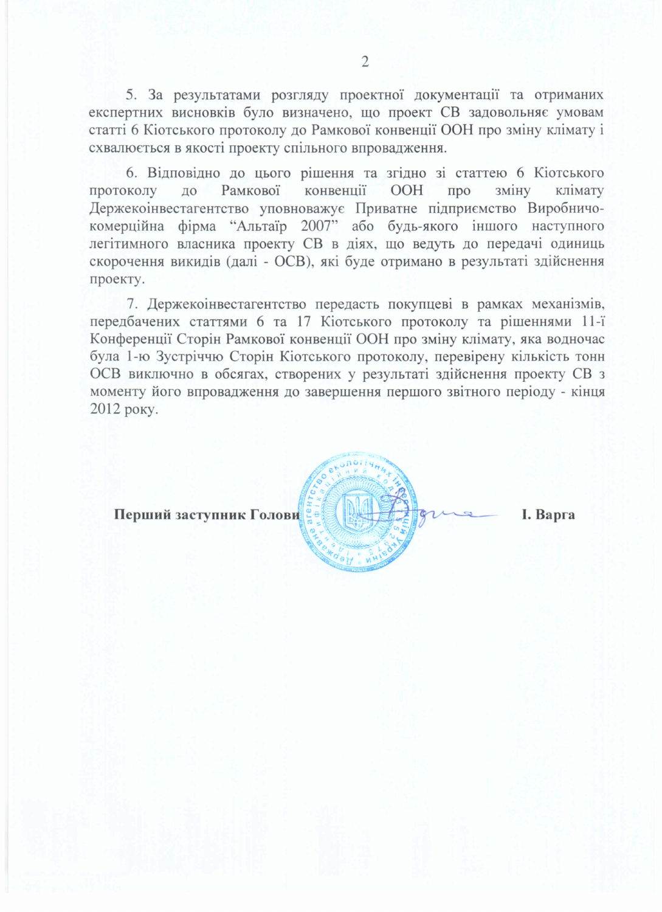5. За результатами розгляду проектної документації та отриманих експертних висновків було визначено, що проект СВ задовольняє умовам статті 6 Кіотського протоколу до Рамкової конвенції ООН про зміну клімату і схвалюється в якості проекту спільного впровадження.

6. Відповідно до цього рішення та згідно зі статтею 6 Кіотського протоколу до Рамкової конвенції ООН про зміну клімату Держекоінвестагентство уповноважує Приватне підприємство Виробничо-комерційна фірма "Альтаїр 2007" або будь-якого іншого наступного легітимного власника проекту СВ в діях, що ведуть до передачі одиниць скорочення викидів (далі - ОСВ), які буде отримано в результаті здійснення проекту.

7. Держекоінвестагентство передасть покупцеві в рамках механізмів, передбачених статтями 6 та 17 Кіотського протоколу та рішеннями 11-ї Конференції Сторін Рамкової конвенції ООН про зміну клімату, яка водночас була 1-ю Зустріччю Сторін Кіотського протоколу, перевірену кількість тонн ОСВ виключно в обсягах, створених у результаті здійснення проекту СВ з моменту його впровадження до завершення першого звітного періоду - кінця 2012 року.

**Перший заступник Голови** **І. Варга**